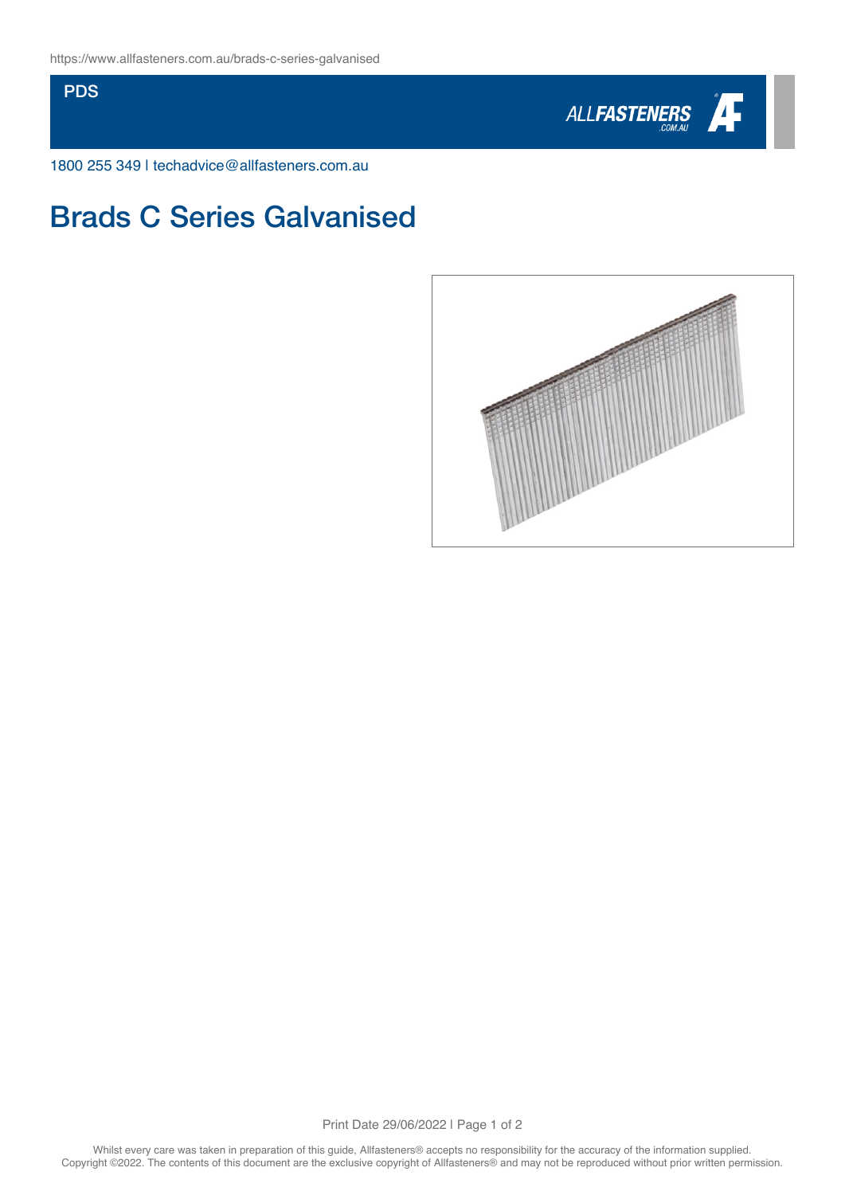https://www.allfasteners.com.au/brads-c-series-galvanised

PDS

1800 255 349 | techadvice@allfasteners.com.au

# Brads C Series Galvanised

Whilst every care was taken in preparation of this guide, Allfasteners® accepts no responsibility for the accuracy of the information supplied.
Copyright ©2022. The contents of this document are the exclusive copyright of Allfasteners® and may not be reproduced without prior written permission.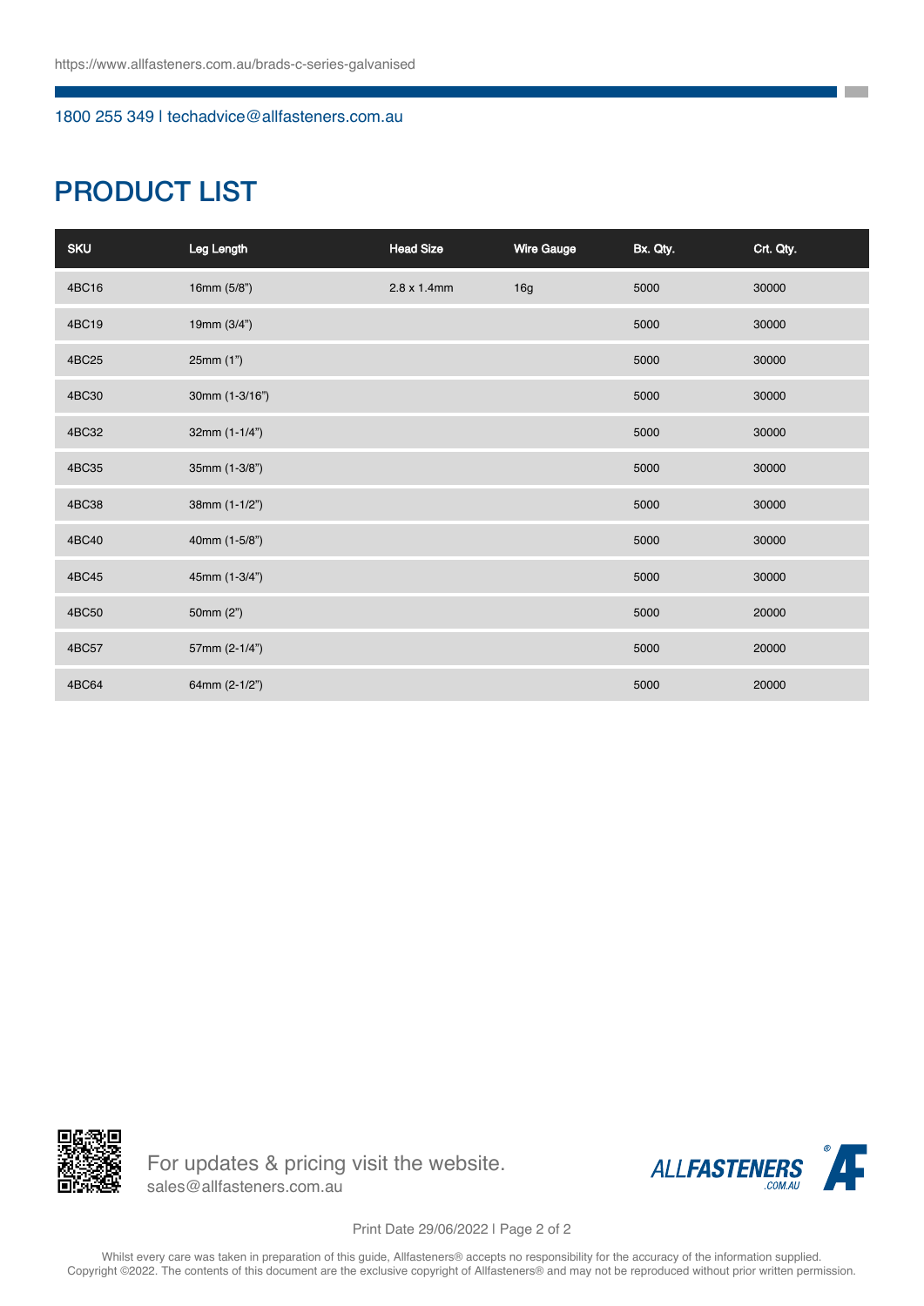## PRODUCT LIST

| SKU | Leg Length | Head Size | Wire Gauge | Bx. Qty. | Crt. Qty. |
|---|---|---|---|---|---|
| 4BC16 | 16mm (5/8") | 2.8 x 1.4mm | 16g | 5000 | 30000 |
| 4BC19 | 19mm (3/4") | | | 5000 | 30000 |
| 4BC25 | 25mm (1") | | | 5000 | 30000 |
| 4BC30 | 30mm (1-3/16") | | | 5000 | 30000 |
| 4BC32 | 32mm (1-1/4") | | | 5000 | 30000 |
| 4BC35 | 35mm (1-3/8") | | | 5000 | 30000 |
| 4BC38 | 38mm (1-1/2") | | | 5000 | 30000 |
| 4BC40 | 40mm (1-5/8") | | | 5000 | 30000 |
| 4BC45 | 45mm (1-3/4") | | | 5000 | 30000 |
| 4BC50 | 50mm (2") | | | 5000 | 20000 |
| 4BC57 | 57mm (2-1/4") | | | 5000 | 20000 |
| 4BC64 | 64mm (2-1/2") | | | 5000 | 20000 |

For updates & pricing visit the website.
sales@allfasteners.com.au

Print Date 29/06/2022

Whilst every care was taken in preparation of this guide, Allfasteners® accepts no responsibility for the accuracy of the information supplied. Copyright ©2022. The contents of this document are the exclusive copyright of Allfasteners® and may not be reproduced without prior written permission.